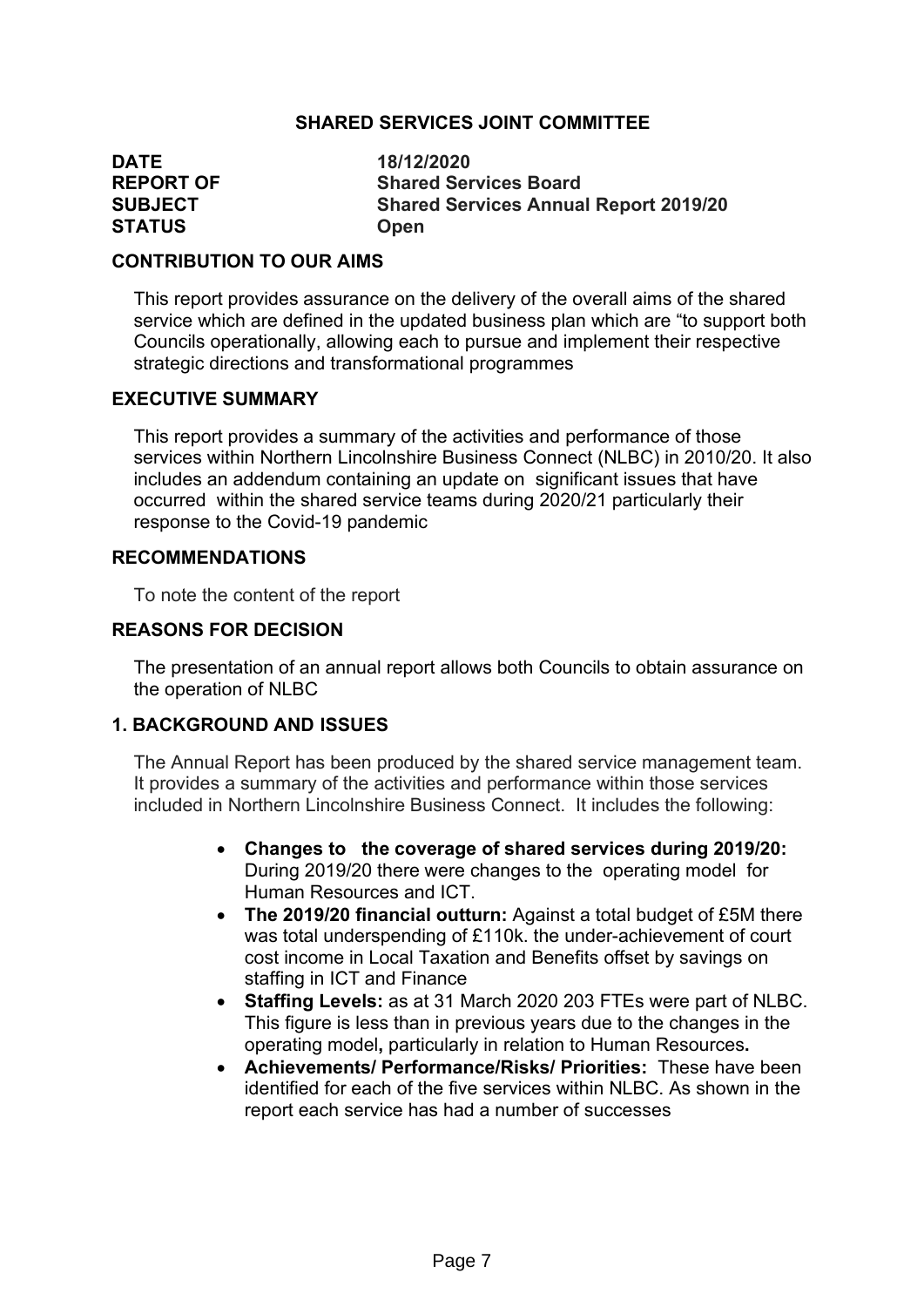## SHARED SERVICES JOINT COMMITTEE

**DATE** 18/12/2020
**REPORT OF** Shared Services Board
**SUBJECT** Shared Services Annual Report 2019/20
**STATUS** Open

### CONTRIBUTION TO OUR AIMS

This report provides assurance on the delivery of the overall aims of the shared service which are defined in the updated business plan which are "to support both Councils operationally, allowing each to pursue and implement their respective strategic directions and transformational programmes

### EXECUTIVE SUMMARY

This report provides a summary of the activities and performance of those services within Northern Lincolnshire Business Connect (NLBC) in 2010/20. It also includes an addendum containing an update on significant issues that have occurred within the shared service teams during 2020/21 particularly their response to the Covid-19 pandemic

### RECOMMENDATIONS

To note the content of the report

### REASONS FOR DECISION

The presentation of an annual report allows both Councils to obtain assurance on the operation of NLBC

### 1. BACKGROUND AND ISSUES

The Annual Report has been produced by the shared service management team. It provides a summary of the activities and performance within those services included in Northern Lincolnshire Business Connect. It includes the following:

- **Changes to the coverage of shared services during 2019/20:** During 2019/20 there were changes to the operating model for Human Resources and ICT.
- **The 2019/20 financial outturn:** Against a total budget of £5M there was total underspending of £110k. the under-achievement of court cost income in Local Taxation and Benefits offset by savings on staffing in ICT and Finance
- **Staffing Levels:** as at 31 March 2020 203 FTEs were part of NLBC. This figure is less than in previous years due to the changes in the operating model**,** particularly in relation to Human Resources**.**
- **Achievements/ Performance/Risks/ Priorities:** These have been identified for each of the five services within NLBC. As shown in the report each service has had a number of successes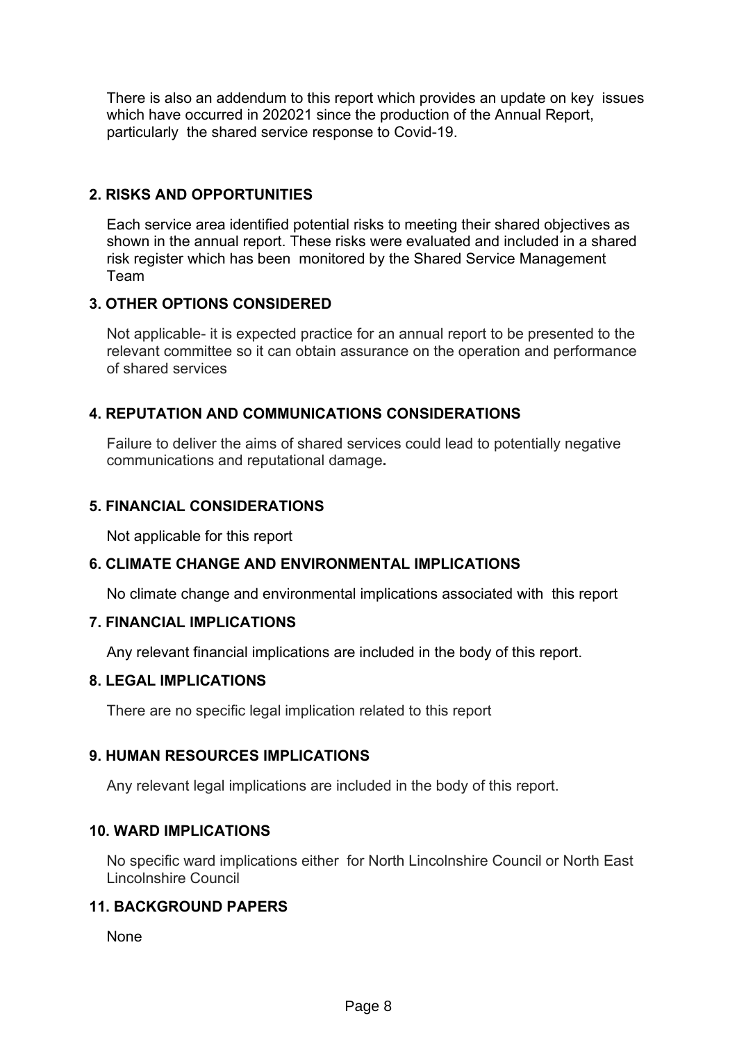There is also an addendum to this report which provides an update on key issues which have occurred in 202021 since the production of the Annual Report, particularly the shared service response to Covid-19.

## 2. RISKS AND OPPORTUNITIES

Each service area identified potential risks to meeting their shared objectives as shown in the annual report. These risks were evaluated and included in a shared risk register which has been monitored by the Shared Service Management Team

## 3. OTHER OPTIONS CONSIDERED

Not applicable- it is expected practice for an annual report to be presented to the relevant committee so it can obtain assurance on the operation and performance of shared services

## 4. REPUTATION AND COMMUNICATIONS CONSIDERATIONS

Failure to deliver the aims of shared services could lead to potentially negative communications and reputational damage**.**

## 5. FINANCIAL CONSIDERATIONS

Not applicable for this report

## 6. CLIMATE CHANGE AND ENVIRONMENTAL IMPLICATIONS

No climate change and environmental implications associated with this report

## 7. FINANCIAL IMPLICATIONS

Any relevant financial implications are included in the body of this report.

## 8. LEGAL IMPLICATIONS

There are no specific legal implication related to this report

## 9. HUMAN RESOURCES IMPLICATIONS

Any relevant legal implications are included in the body of this report.

## 10. WARD IMPLICATIONS

No specific ward implications either for North Lincolnshire Council or North East Lincolnshire Council

## 11. BACKGROUND PAPERS

None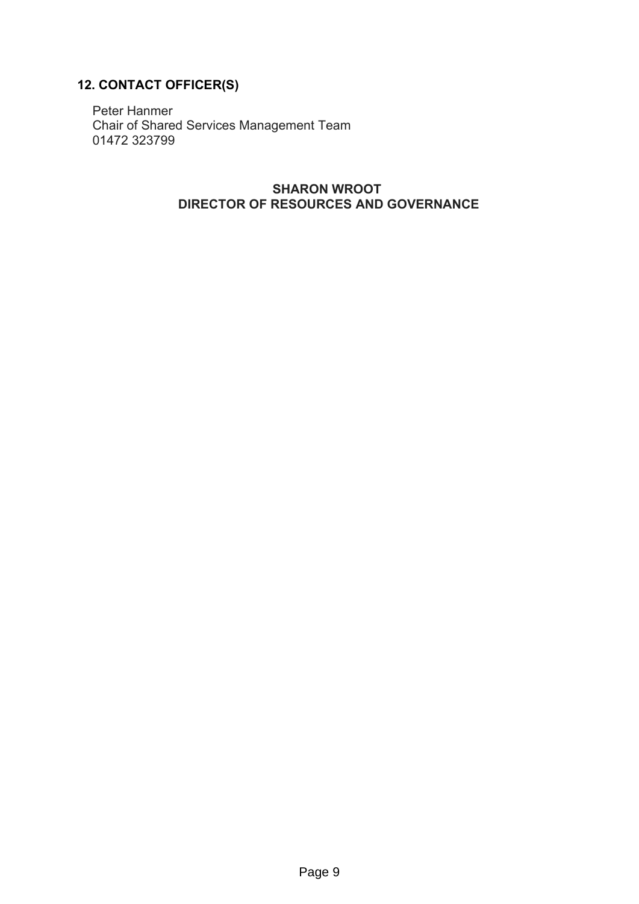## 12. CONTACT OFFICER(S)

Peter Hanmer
Chair of Shared Services Management Team
01472 323799

**SHARON WROOT**
**DIRECTOR OF RESOURCES AND GOVERNANCE**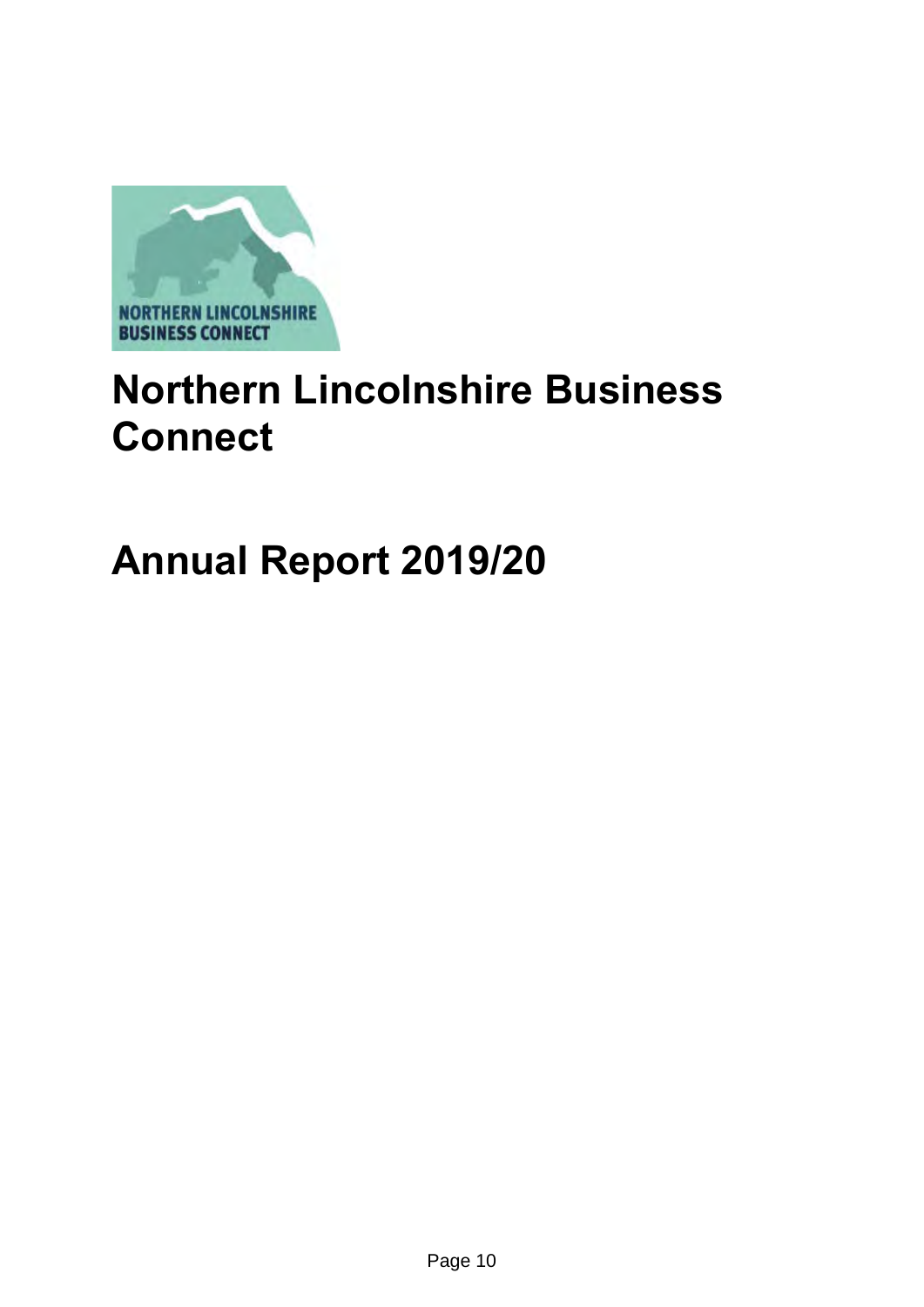# Northern Lincolnshire Business Connect

# Annual Report 2019/20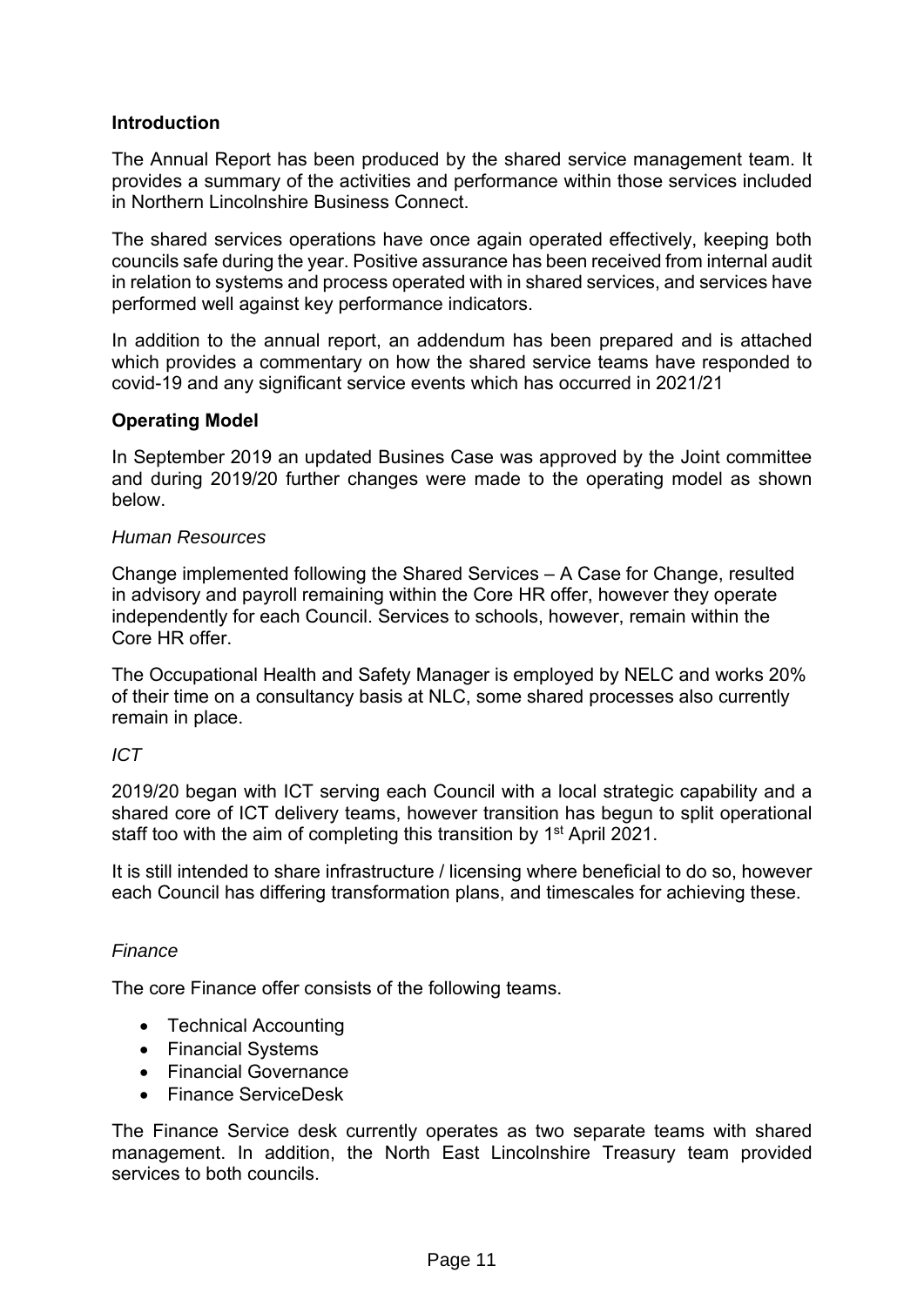**Introduction**

The Annual Report has been produced by the shared service management team. It provides a summary of the activities and performance within those services included in Northern Lincolnshire Business Connect.

The shared services operations have once again operated effectively, keeping both councils safe during the year. Positive assurance has been received from internal audit in relation to systems and process operated with in shared services, and services have performed well against key performance indicators.

In addition to the annual report, an addendum has been prepared and is attached which provides a commentary on how the shared service teams have responded to covid-19 and any significant service events which has occurred in 2021/21

**Operating Model**

In September 2019 an updated Busines Case was approved by the Joint committee and during 2019/20 further changes were made to the operating model as shown below.

*Human Resources*

Change implemented following the Shared Services – A Case for Change, resulted in advisory and payroll remaining within the Core HR offer, however they operate independently for each Council. Services to schools, however, remain within the Core HR offer.

The Occupational Health and Safety Manager is employed by NELC and works 20% of their time on a consultancy basis at NLC, some shared processes also currently remain in place.

*ICT*

2019/20 began with ICT serving each Council with a local strategic capability and a shared core of ICT delivery teams, however transition has begun to split operational staff too with the aim of completing this transition by 1st April 2021.

It is still intended to share infrastructure / licensing where beneficial to do so, however each Council has differing transformation plans, and timescales for achieving these.

*Finance*

The core Finance offer consists of the following teams.

- Technical Accounting
- Financial Systems
- Financial Governance
- Finance ServiceDesk

The Finance Service desk currently operates as two separate teams with shared management. In addition, the North East Lincolnshire Treasury team provided services to both councils.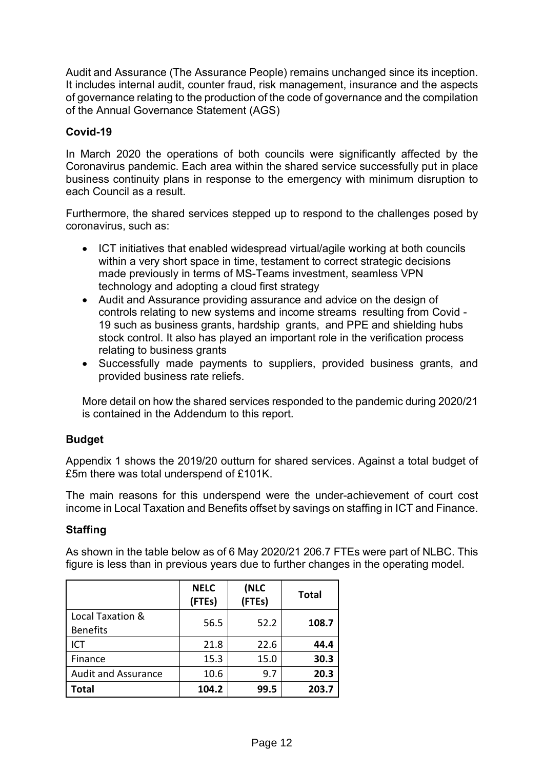Audit and Assurance (The Assurance People) remains unchanged since its inception. It includes internal audit, counter fraud, risk management, insurance and the aspects of governance relating to the production of the code of governance and the compilation of the Annual Governance Statement (AGS)

**Covid-19**

In March 2020 the operations of both councils were significantly affected by the Coronavirus pandemic. Each area within the shared service successfully put in place business continuity plans in response to the emergency with minimum disruption to each Council as a result.

Furthermore, the shared services stepped up to respond to the challenges posed by coronavirus, such as:

- ICT initiatives that enabled widespread virtual/agile working at both councils within a very short space in time, testament to correct strategic decisions made previously in terms of MS-Teams investment, seamless VPN technology and adopting a cloud first strategy
- Audit and Assurance providing assurance and advice on the design of controls relating to new systems and income streams resulting from Covid - 19 such as business grants, hardship grants, and PPE and shielding hubs stock control. It also has played an important role in the verification process relating to business grants
- Successfully made payments to suppliers, provided business grants, and provided business rate reliefs.

More detail on how the shared services responded to the pandemic during 2020/21 is contained in the Addendum to this report.

**Budget**

Appendix 1 shows the 2019/20 outturn for shared services. Against a total budget of £5m there was total underspend of £101K.

The main reasons for this underspend were the under-achievement of court cost income in Local Taxation and Benefits offset by savings on staffing in ICT and Finance.

**Staffing**

As shown in the table below as of 6 May 2020/21 206.7 FTEs were part of NLBC. This figure is less than in previous years due to further changes in the operating model.

| | NELC (FTEs) | (NLC (FTEs) | Total |
|---|---|---|---|
| Local Taxation & Benefits | 56.5 | 52.2 | **108.7** |
| ICT | 21.8 | 22.6 | **44.4** |
| Finance | 15.3 | 15.0 | **30.3** |
| Audit and Assurance | 10.6 | 9.7 | **20.3** |
| **Total** | **104.2** | **99.5** | **203.7** |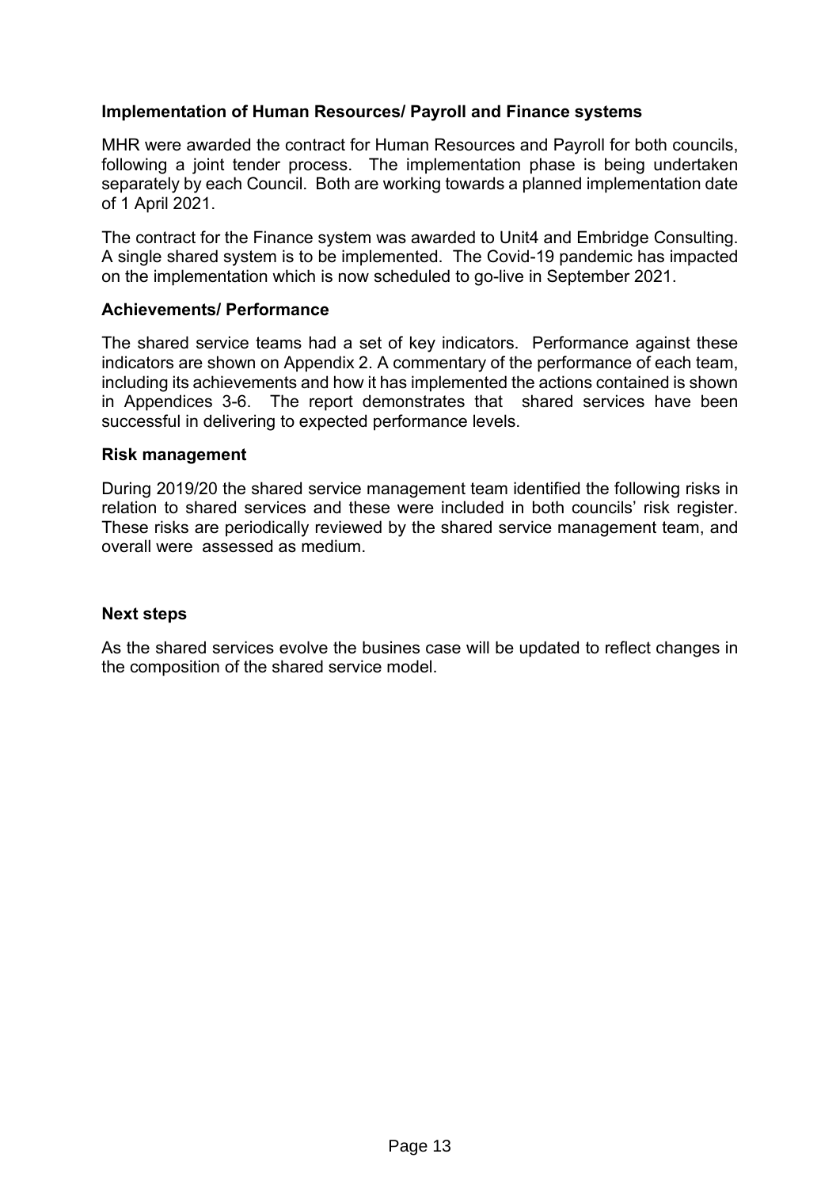**Implementation of Human Resources/ Payroll and Finance systems**

MHR were awarded the contract for Human Resources and Payroll for both councils, following a joint tender process. The implementation phase is being undertaken separately by each Council. Both are working towards a planned implementation date of 1 April 2021.

The contract for the Finance system was awarded to Unit4 and Embridge Consulting. A single shared system is to be implemented. The Covid-19 pandemic has impacted on the implementation which is now scheduled to go-live in September 2021.

**Achievements/ Performance**

The shared service teams had a set of key indicators. Performance against these indicators are shown on Appendix 2. A commentary of the performance of each team, including its achievements and how it has implemented the actions contained is shown in Appendices 3-6. The report demonstrates that shared services have been successful in delivering to expected performance levels.

**Risk management**

During 2019/20 the shared service management team identified the following risks in relation to shared services and these were included in both councils' risk register. These risks are periodically reviewed by the shared service management team, and overall were assessed as medium.

**Next steps**

As the shared services evolve the busines case will be updated to reflect changes in the composition of the shared service model.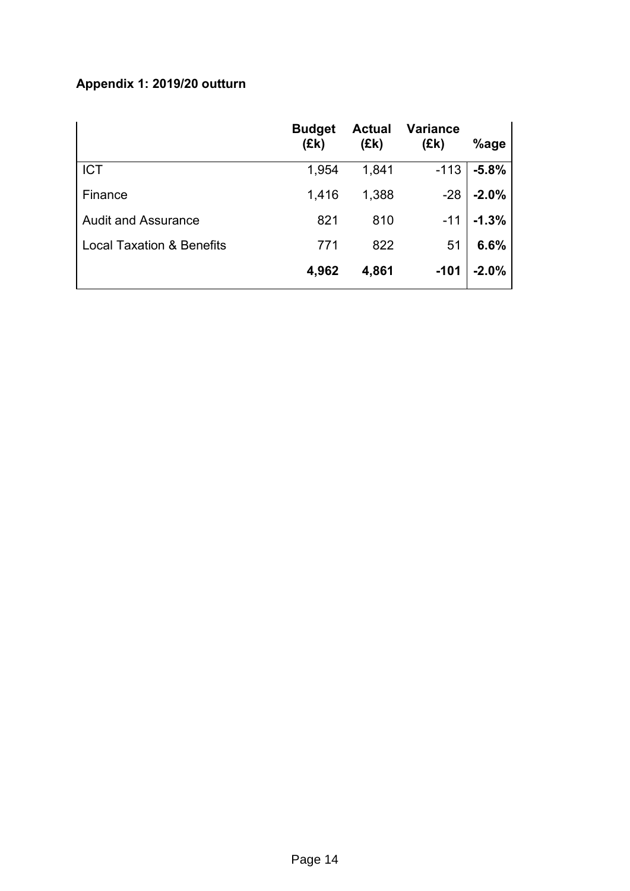**Appendix 1: 2019/20 outturn**

| | Budget (£k) | Actual (£k) | Variance (£k) | %age |
|---|---|---|---|---|
| ICT | 1,954 | 1,841 | -113 | **-5.8%** |
| Finance | 1,416 | 1,388 | -28 | **-2.0%** |
| Audit and Assurance | 821 | 810 | -11 | **-1.3%** |
| Local Taxation & Benefits | 771 | 822 | 51 | **6.6%** |
| | **4,962** | **4,861** | **-101** | **-2.0%** |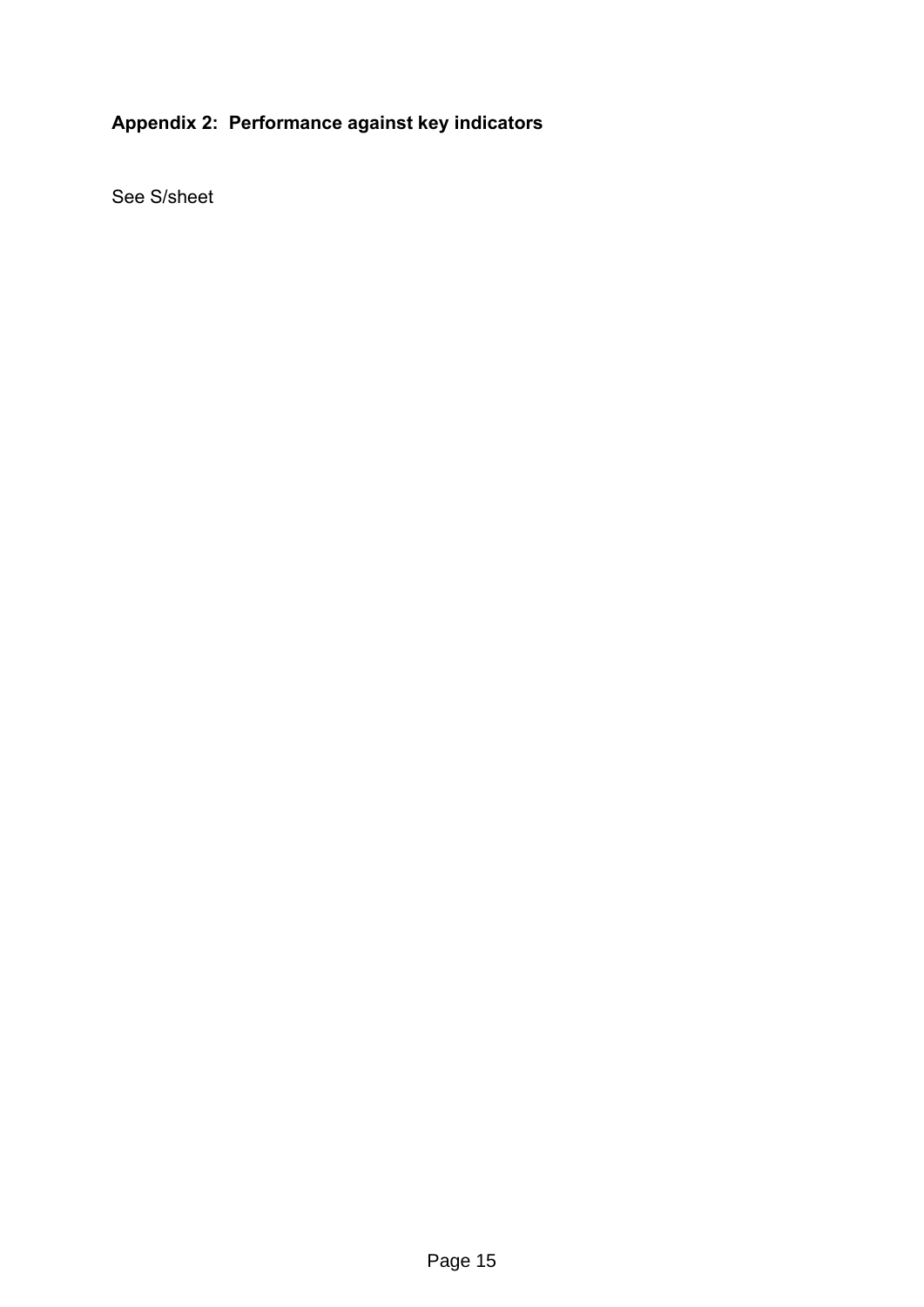## Appendix 2: Performance against key indicators

See S/sheet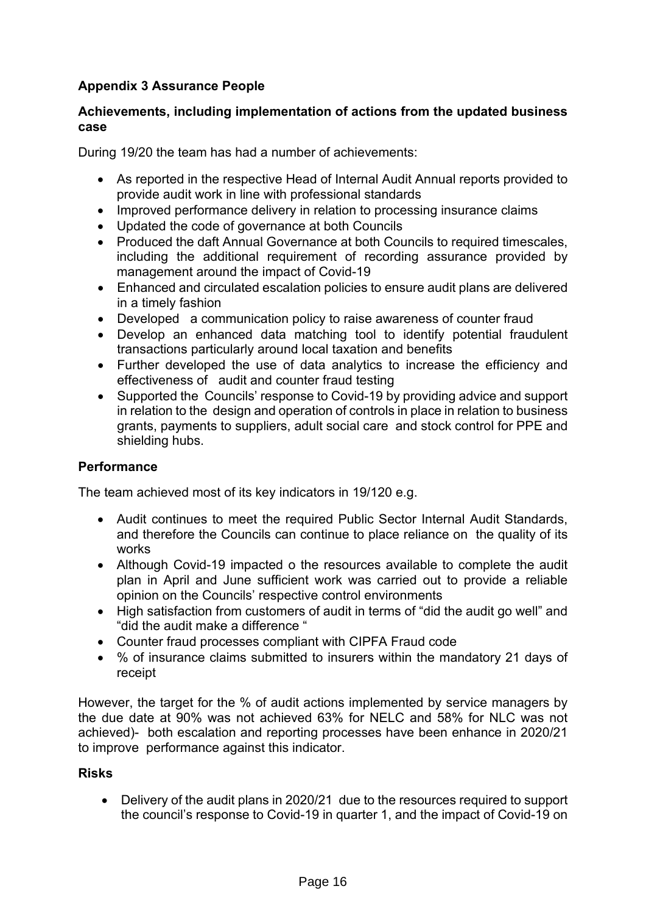## Appendix 3 Assurance People

### Achievements, including implementation of actions from the updated business case

During 19/20 the team has had a number of achievements:

- As reported in the respective Head of Internal Audit Annual reports provided to provide audit work in line with professional standards
- Improved performance delivery in relation to processing insurance claims
- Updated the code of governance at both Councils
- Produced the daft Annual Governance at both Councils to required timescales, including the additional requirement of recording assurance provided by management around the impact of Covid-19
- Enhanced and circulated escalation policies to ensure audit plans are delivered in a timely fashion
- Developed a communication policy to raise awareness of counter fraud
- Develop an enhanced data matching tool to identify potential fraudulent transactions particularly around local taxation and benefits
- Further developed the use of data analytics to increase the efficiency and effectiveness of audit and counter fraud testing
- Supported the Councils' response to Covid-19 by providing advice and support in relation to the design and operation of controls in place in relation to business grants, payments to suppliers, adult social care and stock control for PPE and shielding hubs.

### Performance

The team achieved most of its key indicators in 19/120 e.g.

- Audit continues to meet the required Public Sector Internal Audit Standards, and therefore the Councils can continue to place reliance on the quality of its works
- Although Covid-19 impacted o the resources available to complete the audit plan in April and June sufficient work was carried out to provide a reliable opinion on the Councils' respective control environments
- High satisfaction from customers of audit in terms of "did the audit go well" and "did the audit make a difference "
- Counter fraud processes compliant with CIPFA Fraud code
- % of insurance claims submitted to insurers within the mandatory 21 days of receipt

However, the target for the % of audit actions implemented by service managers by the due date at 90% was not achieved 63% for NELC and 58% for NLC was not achieved)- both escalation and reporting processes have been enhance in 2020/21 to improve performance against this indicator.

### Risks

- Delivery of the audit plans in 2020/21 due to the resources required to support the council's response to Covid-19 in quarter 1, and the impact of Covid-19 on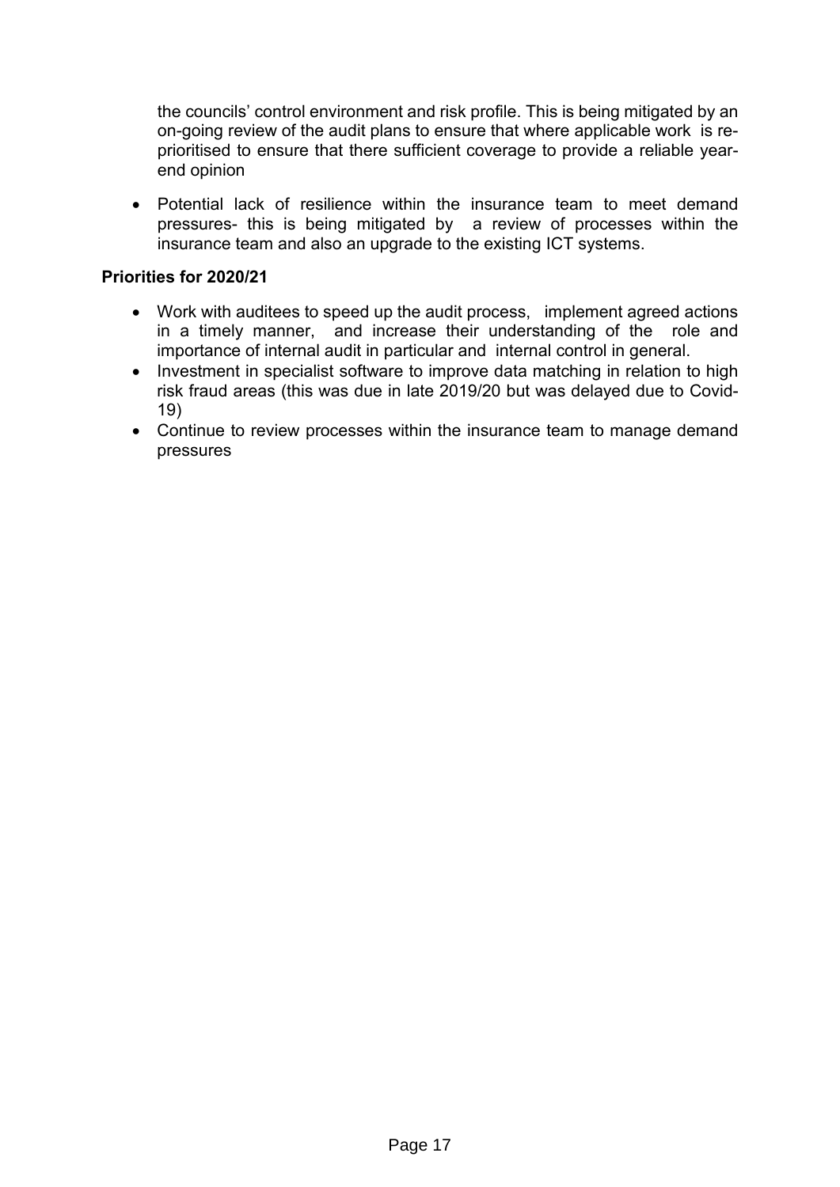the councils' control environment and risk profile. This is being mitigated by an on-going review of the audit plans to ensure that where applicable work is re-prioritised to ensure that there sufficient coverage to provide a reliable year-end opinion

- Potential lack of resilience within the insurance team to meet demand pressures- this is being mitigated by a review of processes within the insurance team and also an upgrade to the existing ICT systems.

**Priorities for 2020/21**

- Work with auditees to speed up the audit process, implement agreed actions in a timely manner, and increase their understanding of the role and importance of internal audit in particular and internal control in general.
- Investment in specialist software to improve data matching in relation to high risk fraud areas (this was due in late 2019/20 but was delayed due to Covid-19)
- Continue to review processes within the insurance team to manage demand pressures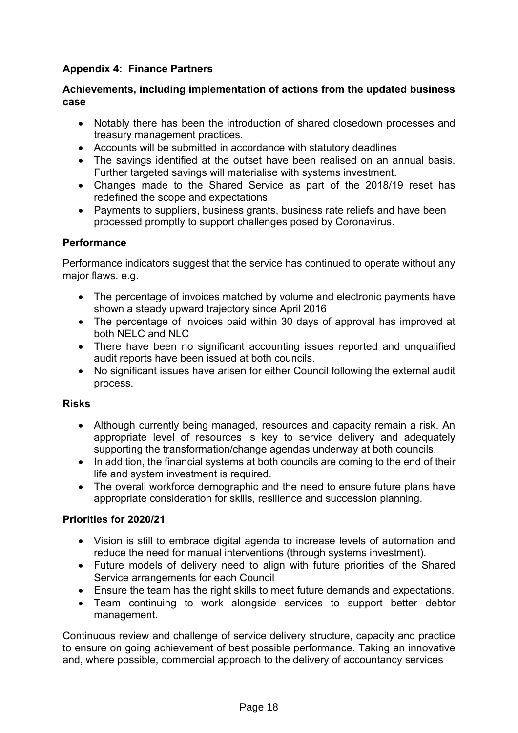## Appendix 4: Finance Partners

### Achievements, including implementation of actions from the updated business case

- Notably there has been the introduction of shared closedown processes and treasury management practices.
- Accounts will be submitted in accordance with statutory deadlines
- The savings identified at the outset have been realised on an annual basis. Further targeted savings will materialise with systems investment.
- Changes made to the Shared Service as part of the 2018/19 reset has redefined the scope and expectations.
- Payments to suppliers, business grants, business rate reliefs and have been processed promptly to support challenges posed by Coronavirus.

### Performance

Performance indicators suggest that the service has continued to operate without any major flaws. e.g.

- The percentage of invoices matched by volume and electronic payments have shown a steady upward trajectory since April 2016
- The percentage of Invoices paid within 30 days of approval has improved at both NELC and NLC
- There have been no significant accounting issues reported and unqualified audit reports have been issued at both councils.
- No significant issues have arisen for either Council following the external audit process.

### Risks

- Although currently being managed, resources and capacity remain a risk. An appropriate level of resources is key to service delivery and adequately supporting the transformation/change agendas underway at both councils.
- In addition, the financial systems at both councils are coming to the end of their life and system investment is required.
- The overall workforce demographic and the need to ensure future plans have appropriate consideration for skills, resilience and succession planning.

### Priorities for 2020/21

- Vision is still to embrace digital agenda to increase levels of automation and reduce the need for manual interventions (through systems investment).
- Future models of delivery need to align with future priorities of the Shared Service arrangements for each Council
- Ensure the team has the right skills to meet future demands and expectations.
- Team continuing to work alongside services to support better debtor management.

Continuous review and challenge of service delivery structure, capacity and practice to ensure on going achievement of best possible performance. Taking an innovative and, where possible, commercial approach to the delivery of accountancy services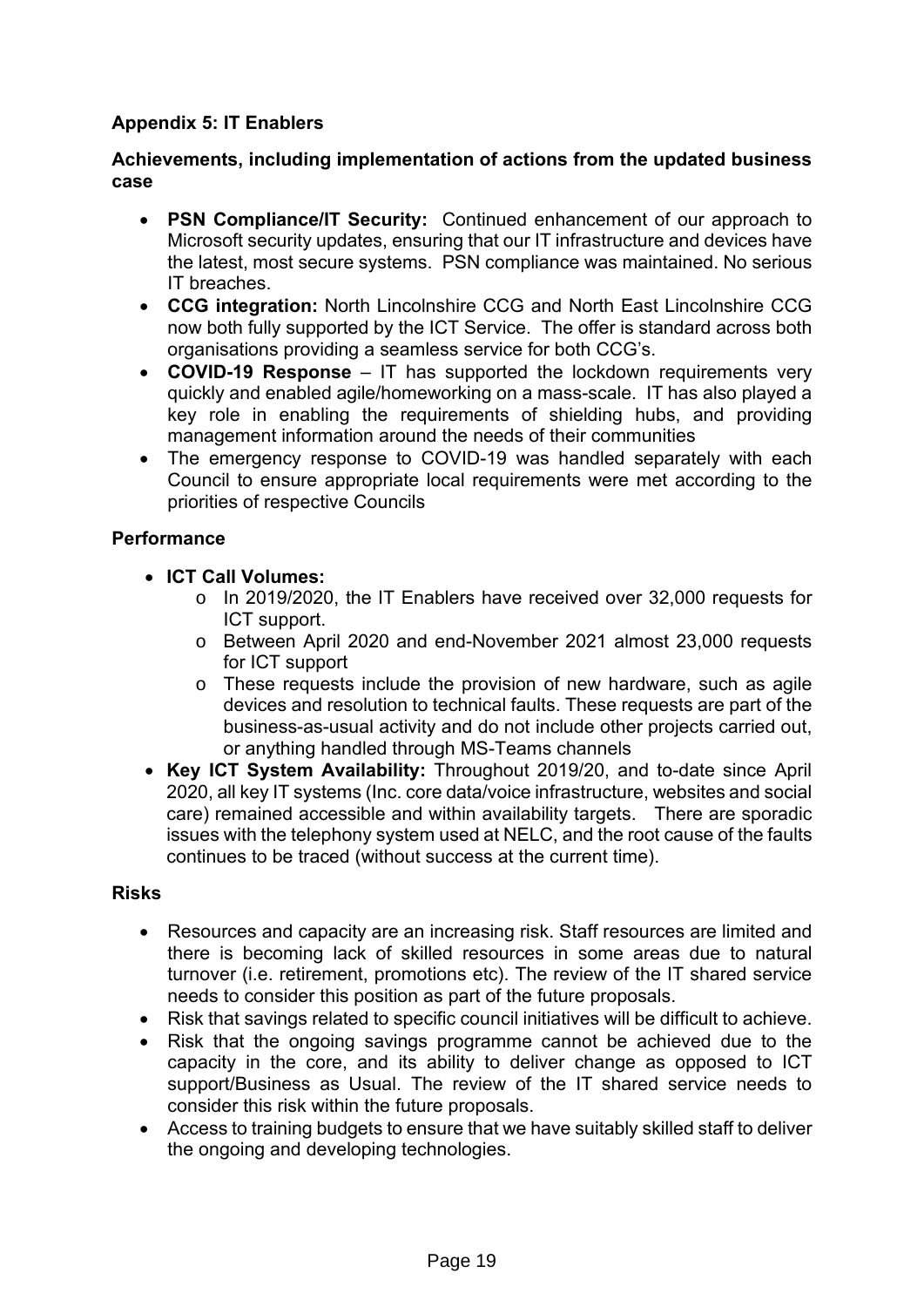**Appendix 5: IT Enablers**

**Achievements, including implementation of actions from the updated business case**

- **PSN Compliance/IT Security:** Continued enhancement of our approach to Microsoft security updates, ensuring that our IT infrastructure and devices have the latest, most secure systems. PSN compliance was maintained. No serious IT breaches.
- **CCG integration:** North Lincolnshire CCG and North East Lincolnshire CCG now both fully supported by the ICT Service. The offer is standard across both organisations providing a seamless service for both CCG's.
- **COVID-19 Response** – IT has supported the lockdown requirements very quickly and enabled agile/homeworking on a mass-scale. IT has also played a key role in enabling the requirements of shielding hubs, and providing management information around the needs of their communities
- The emergency response to COVID-19 was handled separately with each Council to ensure appropriate local requirements were met according to the priorities of respective Councils

**Performance**

- **ICT Call Volumes:**
  - In 2019/2020, the IT Enablers have received over 32,000 requests for ICT support.
  - Between April 2020 and end-November 2021 almost 23,000 requests for ICT support
  - These requests include the provision of new hardware, such as agile devices and resolution to technical faults. These requests are part of the business-as-usual activity and do not include other projects carried out, or anything handled through MS-Teams channels
- **Key ICT System Availability:** Throughout 2019/20, and to-date since April 2020, all key IT systems (Inc. core data/voice infrastructure, websites and social care) remained accessible and within availability targets. There are sporadic issues with the telephony system used at NELC, and the root cause of the faults continues to be traced (without success at the current time).

**Risks**

- Resources and capacity are an increasing risk. Staff resources are limited and there is becoming lack of skilled resources in some areas due to natural turnover (i.e. retirement, promotions etc). The review of the IT shared service needs to consider this position as part of the future proposals.
- Risk that savings related to specific council initiatives will be difficult to achieve.
- Risk that the ongoing savings programme cannot be achieved due to the capacity in the core, and its ability to deliver change as opposed to ICT support/Business as Usual. The review of the IT shared service needs to consider this risk within the future proposals.
- Access to training budgets to ensure that we have suitably skilled staff to deliver the ongoing and developing technologies.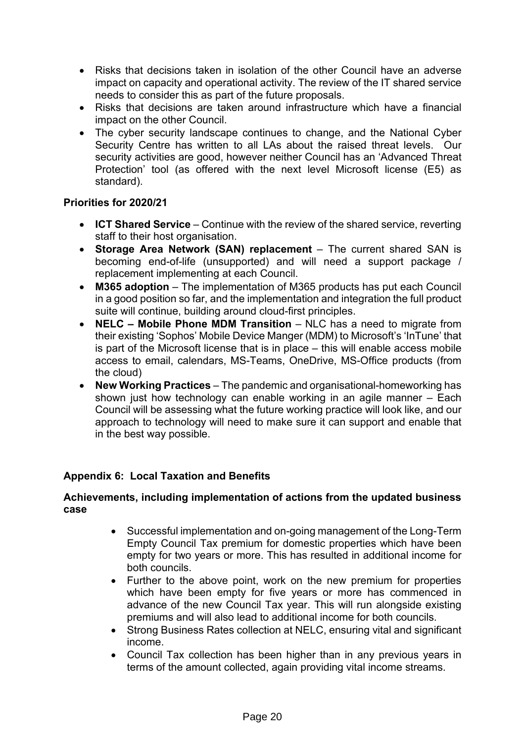- Risks that decisions taken in isolation of the other Council have an adverse impact on capacity and operational activity. The review of the IT shared service needs to consider this as part of the future proposals.
- Risks that decisions are taken around infrastructure which have a financial impact on the other Council.
- The cyber security landscape continues to change, and the National Cyber Security Centre has written to all LAs about the raised threat levels. Our security activities are good, however neither Council has an 'Advanced Threat Protection' tool (as offered with the next level Microsoft license (E5) as standard).

**Priorities for 2020/21**

- **ICT Shared Service** – Continue with the review of the shared service, reverting staff to their host organisation.
- **Storage Area Network (SAN) replacement** – The current shared SAN is becoming end-of-life (unsupported) and will need a support package / replacement implementing at each Council.
- **M365 adoption** – The implementation of M365 products has put each Council in a good position so far, and the implementation and integration the full product suite will continue, building around cloud-first principles.
- **NELC – Mobile Phone MDM Transition** – NLC has a need to migrate from their existing 'Sophos' Mobile Device Manger (MDM) to Microsoft's 'InTune' that is part of the Microsoft license that is in place – this will enable access mobile access to email, calendars, MS-Teams, OneDrive, MS-Office products (from the cloud)
- **New Working Practices** – The pandemic and organisational-homeworking has shown just how technology can enable working in an agile manner – Each Council will be assessing what the future working practice will look like, and our approach to technology will need to make sure it can support and enable that in the best way possible.

## Appendix 6: Local Taxation and Benefits

**Achievements, including implementation of actions from the updated business case**

- Successful implementation and on-going management of the Long-Term Empty Council Tax premium for domestic properties which have been empty for two years or more. This has resulted in additional income for both councils.
- Further to the above point, work on the new premium for properties which have been empty for five years or more has commenced in advance of the new Council Tax year. This will run alongside existing premiums and will also lead to additional income for both councils.
- Strong Business Rates collection at NELC, ensuring vital and significant income.
- Council Tax collection has been higher than in any previous years in terms of the amount collected, again providing vital income streams.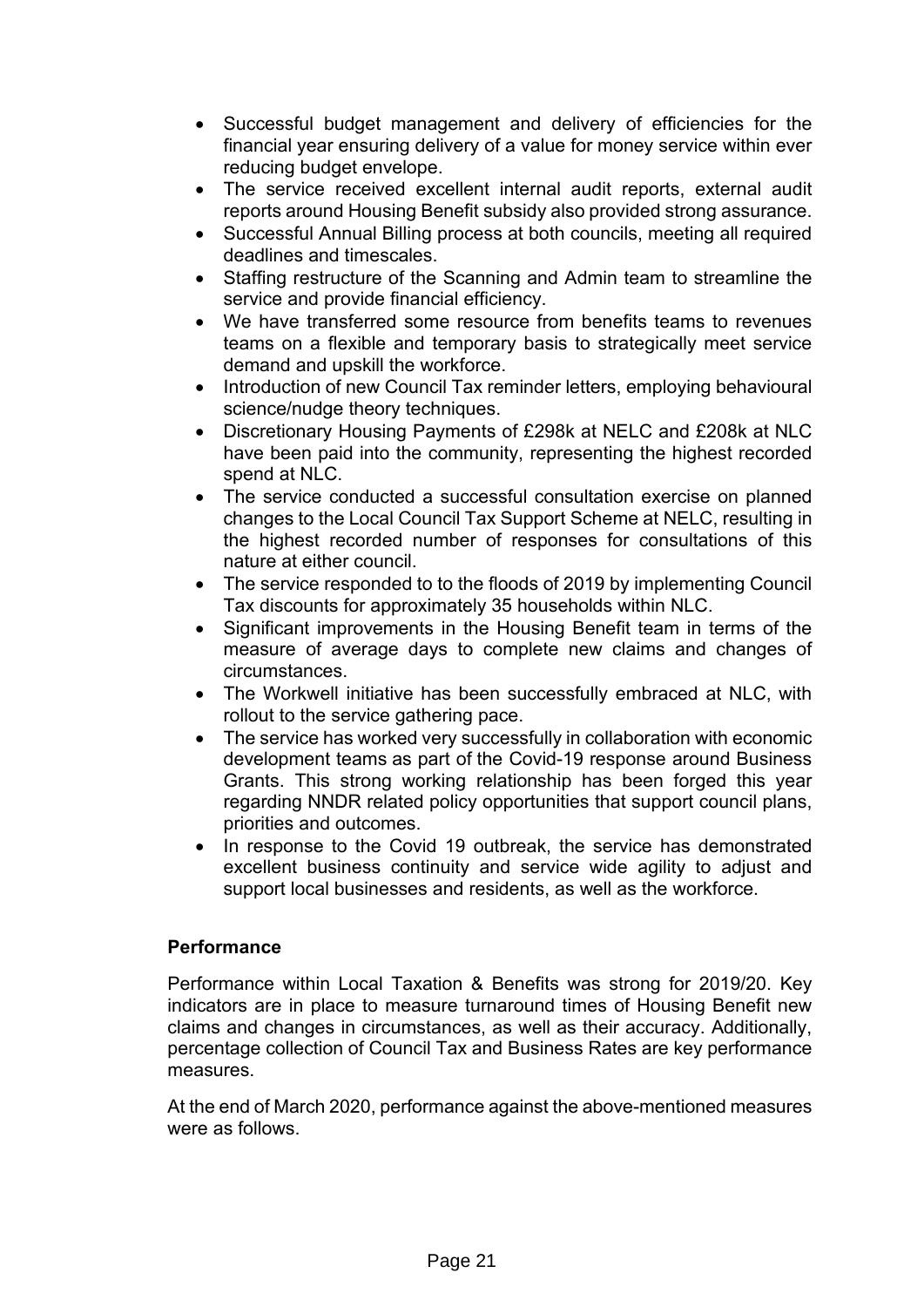- Successful budget management and delivery of efficiencies for the financial year ensuring delivery of a value for money service within ever reducing budget envelope.
- The service received excellent internal audit reports, external audit reports around Housing Benefit subsidy also provided strong assurance.
- Successful Annual Billing process at both councils, meeting all required deadlines and timescales.
- Staffing restructure of the Scanning and Admin team to streamline the service and provide financial efficiency.
- We have transferred some resource from benefits teams to revenues teams on a flexible and temporary basis to strategically meet service demand and upskill the workforce.
- Introduction of new Council Tax reminder letters, employing behavioural science/nudge theory techniques.
- Discretionary Housing Payments of £298k at NELC and £208k at NLC have been paid into the community, representing the highest recorded spend at NLC.
- The service conducted a successful consultation exercise on planned changes to the Local Council Tax Support Scheme at NELC, resulting in the highest recorded number of responses for consultations of this nature at either council.
- The service responded to to the floods of 2019 by implementing Council Tax discounts for approximately 35 households within NLC.
- Significant improvements in the Housing Benefit team in terms of the measure of average days to complete new claims and changes of circumstances.
- The Workwell initiative has been successfully embraced at NLC, with rollout to the service gathering pace.
- The service has worked very successfully in collaboration with economic development teams as part of the Covid-19 response around Business Grants. This strong working relationship has been forged this year regarding NNDR related policy opportunities that support council plans, priorities and outcomes.
- In response to the Covid 19 outbreak, the service has demonstrated excellent business continuity and service wide agility to adjust and support local businesses and residents, as well as the workforce.

**Performance**

Performance within Local Taxation & Benefits was strong for 2019/20. Key indicators are in place to measure turnaround times of Housing Benefit new claims and changes in circumstances, as well as their accuracy. Additionally, percentage collection of Council Tax and Business Rates are key performance measures.

At the end of March 2020, performance against the above-mentioned measures were as follows.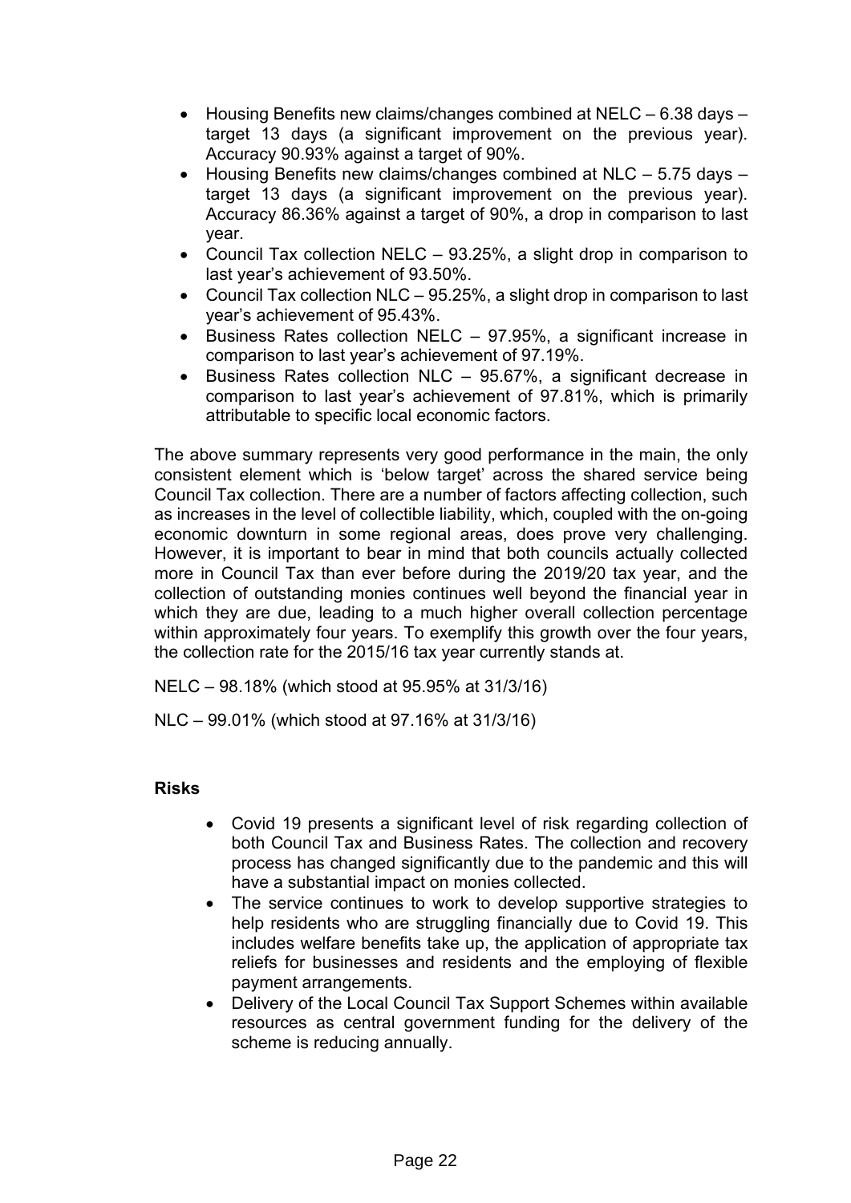- Housing Benefits new claims/changes combined at NELC – 6.38 days – target 13 days (a significant improvement on the previous year). Accuracy 90.93% against a target of 90%.
- Housing Benefits new claims/changes combined at NLC – 5.75 days – target 13 days (a significant improvement on the previous year). Accuracy 86.36% against a target of 90%, a drop in comparison to last year.
- Council Tax collection NELC – 93.25%, a slight drop in comparison to last year's achievement of 93.50%.
- Council Tax collection NLC – 95.25%, a slight drop in comparison to last year's achievement of 95.43%.
- Business Rates collection NELC – 97.95%, a significant increase in comparison to last year's achievement of 97.19%.
- Business Rates collection NLC – 95.67%, a significant decrease in comparison to last year's achievement of 97.81%, which is primarily attributable to specific local economic factors.

The above summary represents very good performance in the main, the only consistent element which is 'below target' across the shared service being Council Tax collection. There are a number of factors affecting collection, such as increases in the level of collectible liability, which, coupled with the on-going economic downturn in some regional areas, does prove very challenging. However, it is important to bear in mind that both councils actually collected more in Council Tax than ever before during the 2019/20 tax year, and the collection of outstanding monies continues well beyond the financial year in which they are due, leading to a much higher overall collection percentage within approximately four years. To exemplify this growth over the four years, the collection rate for the 2015/16 tax year currently stands at.

NELC – 98.18% (which stood at 95.95% at 31/3/16)

NLC – 99.01% (which stood at 97.16% at 31/3/16)

**Risks**

- Covid 19 presents a significant level of risk regarding collection of both Council Tax and Business Rates. The collection and recovery process has changed significantly due to the pandemic and this will have a substantial impact on monies collected.
- The service continues to work to develop supportive strategies to help residents who are struggling financially due to Covid 19. This includes welfare benefits take up, the application of appropriate tax reliefs for businesses and residents and the employing of flexible payment arrangements.
- Delivery of the Local Council Tax Support Schemes within available resources as central government funding for the delivery of the scheme is reducing annually.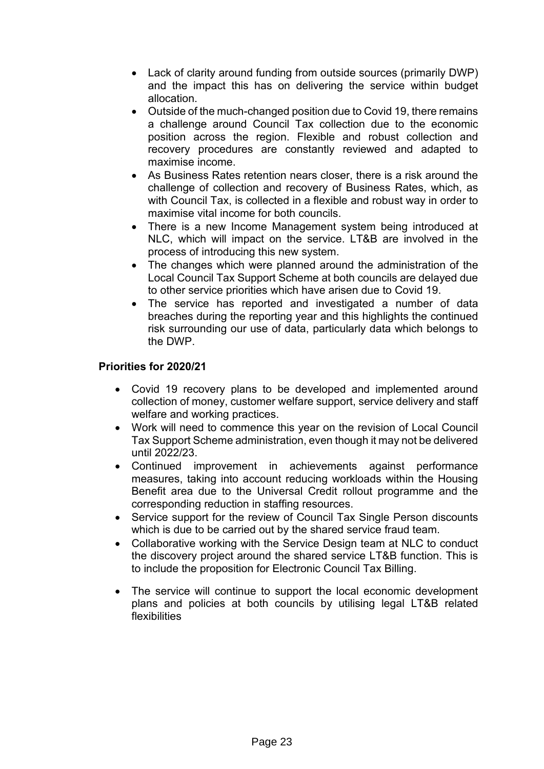- Lack of clarity around funding from outside sources (primarily DWP) and the impact this has on delivering the service within budget allocation.
- Outside of the much-changed position due to Covid 19, there remains a challenge around Council Tax collection due to the economic position across the region. Flexible and robust collection and recovery procedures are constantly reviewed and adapted to maximise income.
- As Business Rates retention nears closer, there is a risk around the challenge of collection and recovery of Business Rates, which, as with Council Tax, is collected in a flexible and robust way in order to maximise vital income for both councils.
- There is a new Income Management system being introduced at NLC, which will impact on the service. LT&B are involved in the process of introducing this new system.
- The changes which were planned around the administration of the Local Council Tax Support Scheme at both councils are delayed due to other service priorities which have arisen due to Covid 19.
- The service has reported and investigated a number of data breaches during the reporting year and this highlights the continued risk surrounding our use of data, particularly data which belongs to the DWP.

**Priorities for 2020/21**

- Covid 19 recovery plans to be developed and implemented around collection of money, customer welfare support, service delivery and staff welfare and working practices.
- Work will need to commence this year on the revision of Local Council Tax Support Scheme administration, even though it may not be delivered until 2022/23.
- Continued improvement in achievements against performance measures, taking into account reducing workloads within the Housing Benefit area due to the Universal Credit rollout programme and the corresponding reduction in staffing resources.
- Service support for the review of Council Tax Single Person discounts which is due to be carried out by the shared service fraud team.
- Collaborative working with the Service Design team at NLC to conduct the discovery project around the shared service LT&B function. This is to include the proposition for Electronic Council Tax Billing.
- The service will continue to support the local economic development plans and policies at both councils by utilising legal LT&B related flexibilities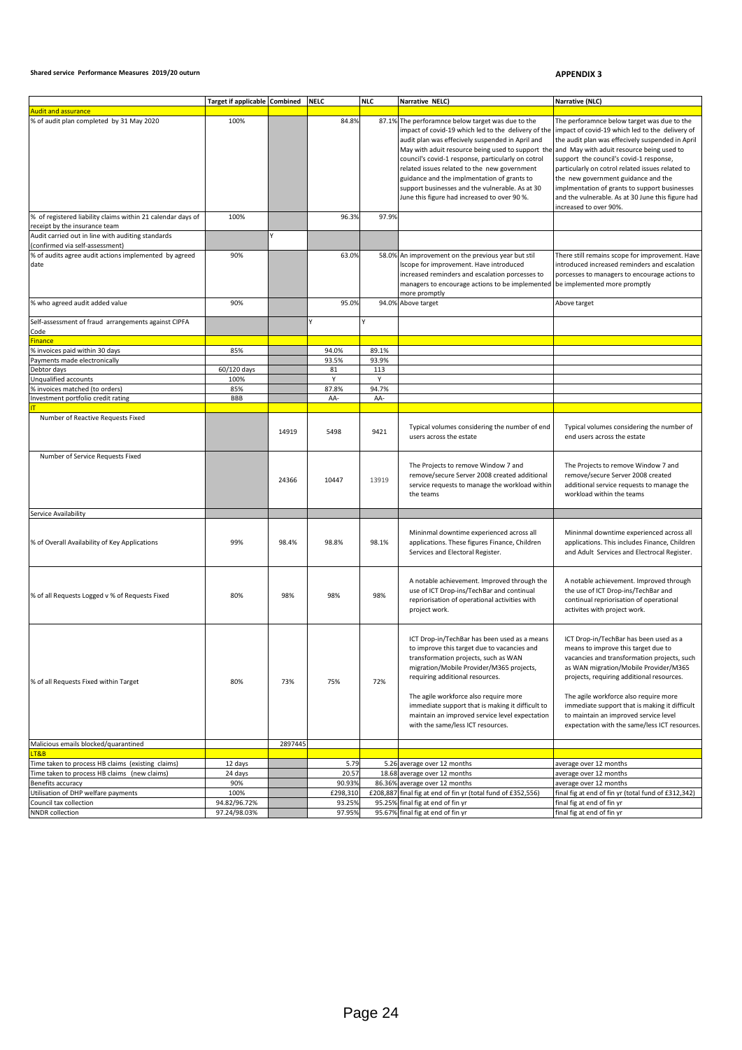**Shared service Performance Measures 2019/20 outurn**

**APPENDIX 3**

| | Target if applicable | Combined | NELC | NLC | Narrative NELC) | Narrative (NLC) |
|---|---|---|---|---|---|---|
| **Audit and assurance** | | | | | | |
| % of audit plan completed by 31 May 2020 | 100% | | 84.8% | 87.1% | The perforamnce below target was due to the impact of covid-19 which led to the delivery of the audit plan was effecively suspended in April and May with aduit resource being used to support the council's covid-1 response, particularly on cotrol related issues related to the new government guidance and the implmentation of grants to support businesses and the vulnerable. As at 30 June this figure had increased to over 90 %. | The perforamnce below target was due to the impact of covid-19 which led to the delivery of the audit plan was effecively suspended in April and May with aduit resource being used to support the council's covid-1 response, particularly on cotrol related issues related to the new government guidance and the implmentation of grants to support businesses and the vulnerable. As at 30 June this figure had increased to over 90%. |
| % of registered liability claims within 21 calendar days of receipt by the insurance team | 100% | | 96.3% | 97.9% | | |
| Audit carried out in line with auditing standards (confirmed via self-assessment) | | Y | | | | |
| % of audits agree audit actions implemented by agreed date | 90% | | 63.0% | 58.0% | An improvement on the previous year but stil scope for improvement. Have introduced increased reminders and escalation porcesses to managers to encourage actions to be implemented more promptly | There still remains scope for improvement. Have introduced increased reminders and escalation porcesses to managers to encourage actions to be implemented more promptly |
| % who agreed audit added value | 90% | | 95.0% | 94.0% | Above target | Above target |
| Self-assessment of fraud arrangements against CIPFA Code | | | Y | Y | | |
| **Finance** | | | | | | |
| % invoices paid within 30 days | 85% | | 94.0% | 89.1% | | |
| Payments made electronically | | | 93.5% | 93.9% | | |
| Debtor days | 60/120 days | | 81 | 113 | | |
| Unqualified accounts | 100% | | Y | Y | | |
| % invoices matched (to orders) | 85% | | 87.8% | 94.7% | | |
| Investment portfolio credit rating | BBB | | AA- | AA- | | |
| **IT** | | | | | | |
| Number of Reactive Requests Fixed | | 14919 | 5498 | 9421 | Typical volumes considering the number of end users across the estate | Typical volumes considering the number of end users across the estate |
| Number of Service Requests Fixed | | 24366 | 10447 | 13919 | The Projects to remove Window 7 and remove/secure Server 2008 created additional service requests to manage the workload within the teams | The Projects to remove Window 7 and remove/secure Server 2008 created additional service requests to manage the workload within the teams |
| Service Availability | | | | | | |
| % of Overall Availability of Key Applications | 99% | 98.4% | 98.8% | 98.1% | Mininmal downtime experienced across all applications. These figures Finance, Children Services and Electoral Register. | Mininmal downtime experienced across all applications. This includes Finance, Children and Adult Services and Electrocal Register. |
| % of all Requests Logged v % of Requests Fixed | 80% | 98% | 98% | 98% | A notable achievement. Improved through the use of ICT Drop-ins/TechBar and continual repriorisation of operational activities with project work. | A notable achievement. Improved through the use of ICT Drop-ins/TechBar and continual reprriorisation of operational activites with project work. |
| % of all Requests Fixed within Target | 80% | 73% | 75% | 72% | ICT Drop-in/TechBar has been used as a means to improve this target due to vacancies and transformation projects, such as WAN migration/Mobile Provider/M365 projects, requiring additional resources.<br><br>The agile workforce also require more immediate support that is making it difficult to maintain an improved service level expectation with the same/less ICT resources. | ICT Drop-in/TechBar has been used as a means to improve this target due to vacancies and transformation projects, such as WAN migration/Mobile Provider/M365 projects, requiring additional resources.<br><br>The agile workforce also require more immediate support that is making it difficult to maintain an improved service level expectation with the same/less ICT resources. |
| Malicious emails blocked/quarantined | | 2897445 | | | | |
| **LT&B** | | | | | | |
| Time taken to process HB claims (existing claims) | 12 days | | 5.79 | 5.26 | average over 12 months | average over 12 months |
| Time taken to process HB claims (new claims) | 24 days | | 20.57 | 18.68 | average over 12 months | average over 12 months |
| Benefits accuracy | 90% | | 90.93% | 86.36% | average over 12 months | average over 12 months |
| Utilisation of DHP welfare payments | 100% | | £298,310 | £208,887 | final fig at end of fin yr (total fund of £352,556) | final fig at end of fin yr (total fund of £312,342) |
| Council tax collection | 94.82/96.72% | | 93.25% | 95.25% | final fig at end of fin yr | final fig at end of fin yr |
| NNDR collection | 97.24/98.03% | | 97.95% | 95.67% | final fig at end of fin yr | final fig at end of fin yr |